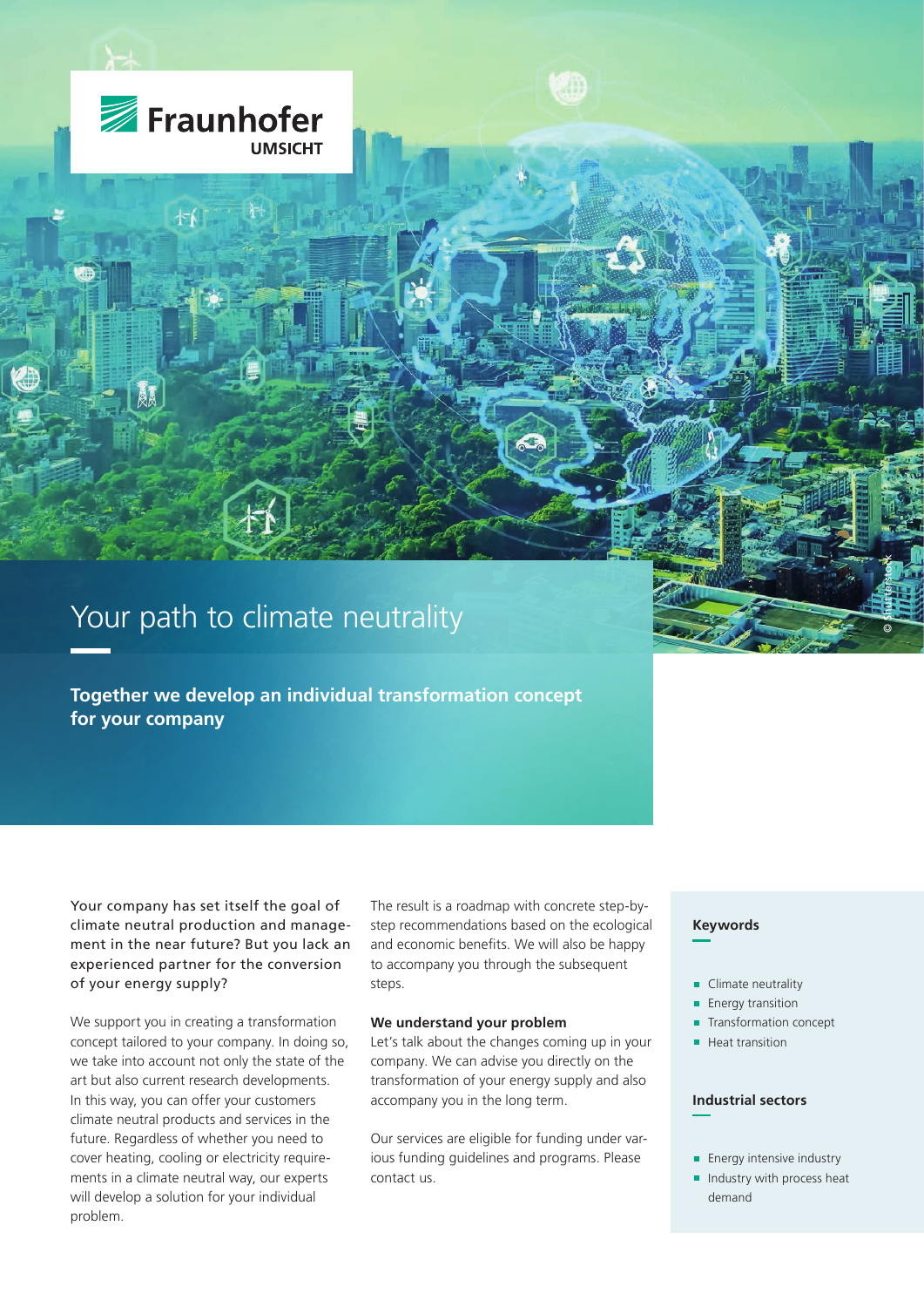Fraunhofer UMSICHT

# Your path to climate neutrality

## Together we develop an individual transformation concept for your company

Your company has set itself the goal of climate neutral production and management in the near future? But you lack an experienced partner for the conversion of your energy supply?

We support you in creating a transformation concept tailored to your company. In doing so, we take into account not only the state of the art but also current research developments. In this way, you can offer your customers climate neutral products and services in the future. Regardless of whether you need to cover heating, cooling or electricity requirements in a climate neutral way, our experts will develop a solution for your individual problem.

The result is a roadmap with concrete step-by-step recommendations based on the ecological and economic benefits. We will also be happy to accompany you through the subsequent steps.

### We understand your problem

Let's talk about the changes coming up in your company. We can advise you directly on the transformation of your energy supply and also accompany you in the long term.

Our services are eligible for funding under various funding guidelines and programs. Please contact us.

### Keywords

- Climate neutrality
- Energy transition
- Transformation concept
- Heat transition

### Industrial sectors

- Energy intensive industry
- Industry with process heat demand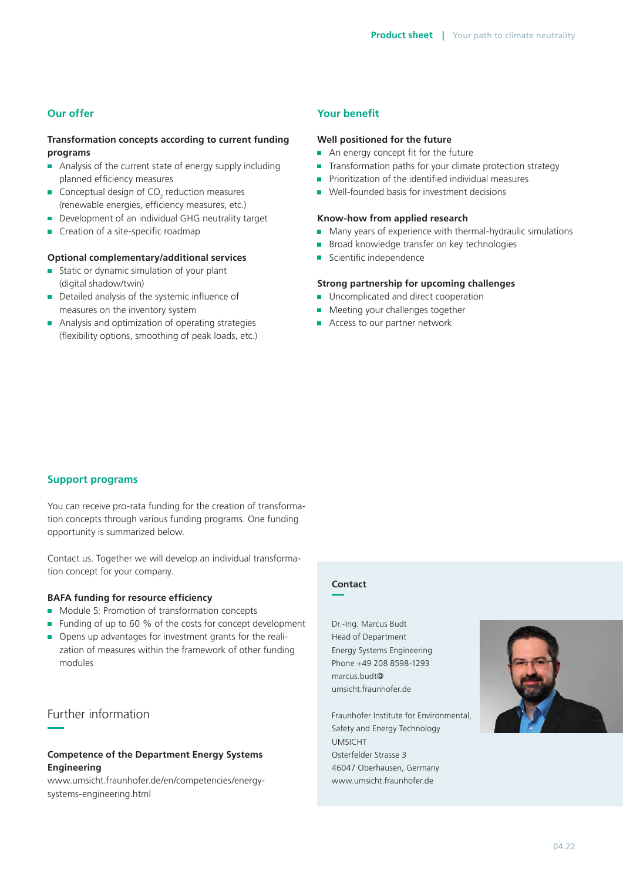## Our offer

**Transformation concepts according to current funding programs**

- Analysis of the current state of energy supply including planned efficiency measures
- Conceptual design of $CO_2$ reduction measures (renewable energies, efficiency measures, etc.)
- Development of an individual GHG neutrality target
- Creation of a site-specific roadmap

**Optional complementary/additional services**

- Static or dynamic simulation of your plant (digital shadow/twin)
- Detailed analysis of the systemic influence of measures on the inventory system
- Analysis and optimization of operating strategies (flexibility options, smoothing of peak loads, etc.)

## Your benefit

**Well positioned for the future**

- An energy concept fit for the future
- Transformation paths for your climate protection strategy
- Prioritization of the identified individual measures
- Well-founded basis for investment decisions

**Know-how from applied research**

- Many years of experience with thermal-hydraulic simulations
- Broad knowledge transfer on key technologies
- Scientific independence

**Strong partnership for upcoming challenges**

- Uncomplicated and direct cooperation
- Meeting your challenges together
- Access to our partner network

## Support programs

You can receive pro-rata funding for the creation of transformation concepts through various funding programs. One funding opportunity is summarized below.

Contact us. Together we will develop an individual transformation concept for your company.

**BAFA funding for resource efficiency**

- Module 5: Promotion of transformation concepts
- Funding of up to 60 % of the costs for concept development
- Opens up advantages for investment grants for the realization of measures within the framework of other funding modules

## Further information

**Competence of the Department Energy Systems Engineering**

www.umsicht.fraunhofer.de/en/competencies/energy-systems-engineering.html

### Contact

Dr.-Ing. Marcus Budt
Head of Department
Energy Systems Engineering
Phone +49 208 8598-1293
marcus.budt@umsicht.fraunhofer.de

Fraunhofer Institute for Environmental, Safety and Energy Technology UMSICHT
Osterfelder Strasse 3
46047 Oberhausen, Germany
www.umsicht.fraunhofer.de

04.22